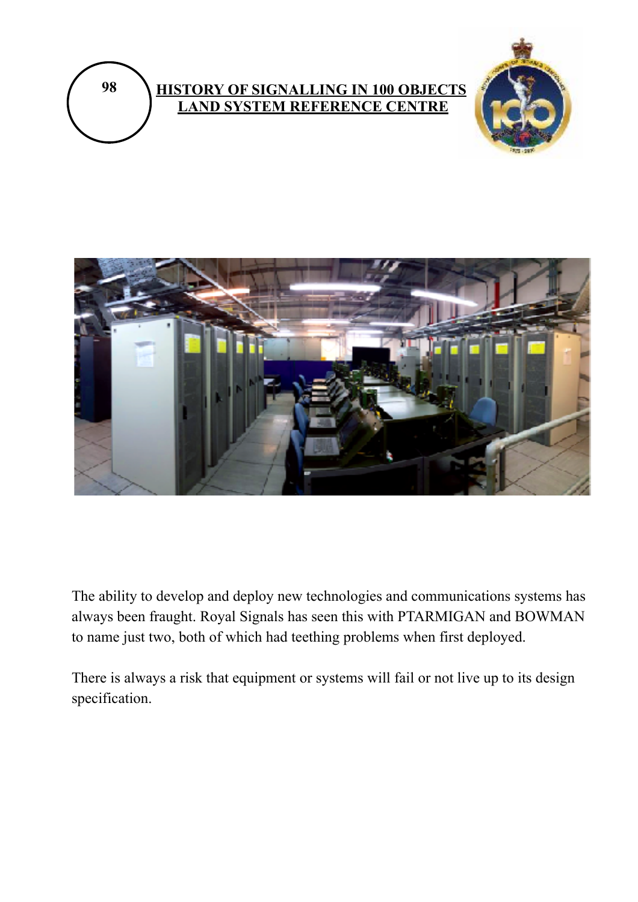98

# HISTORY OF SIGNALLING IN 100 OBJECTS
## LAND SYSTEM REFERENCE CENTRE

The ability to develop and deploy new technologies and communications systems has always been fraught. Royal Signals has seen this with PTARMIGAN and BOWMAN to name just two, both of which had teething problems when first deployed.

There is always a risk that equipment or systems will fail or not live up to its design specification.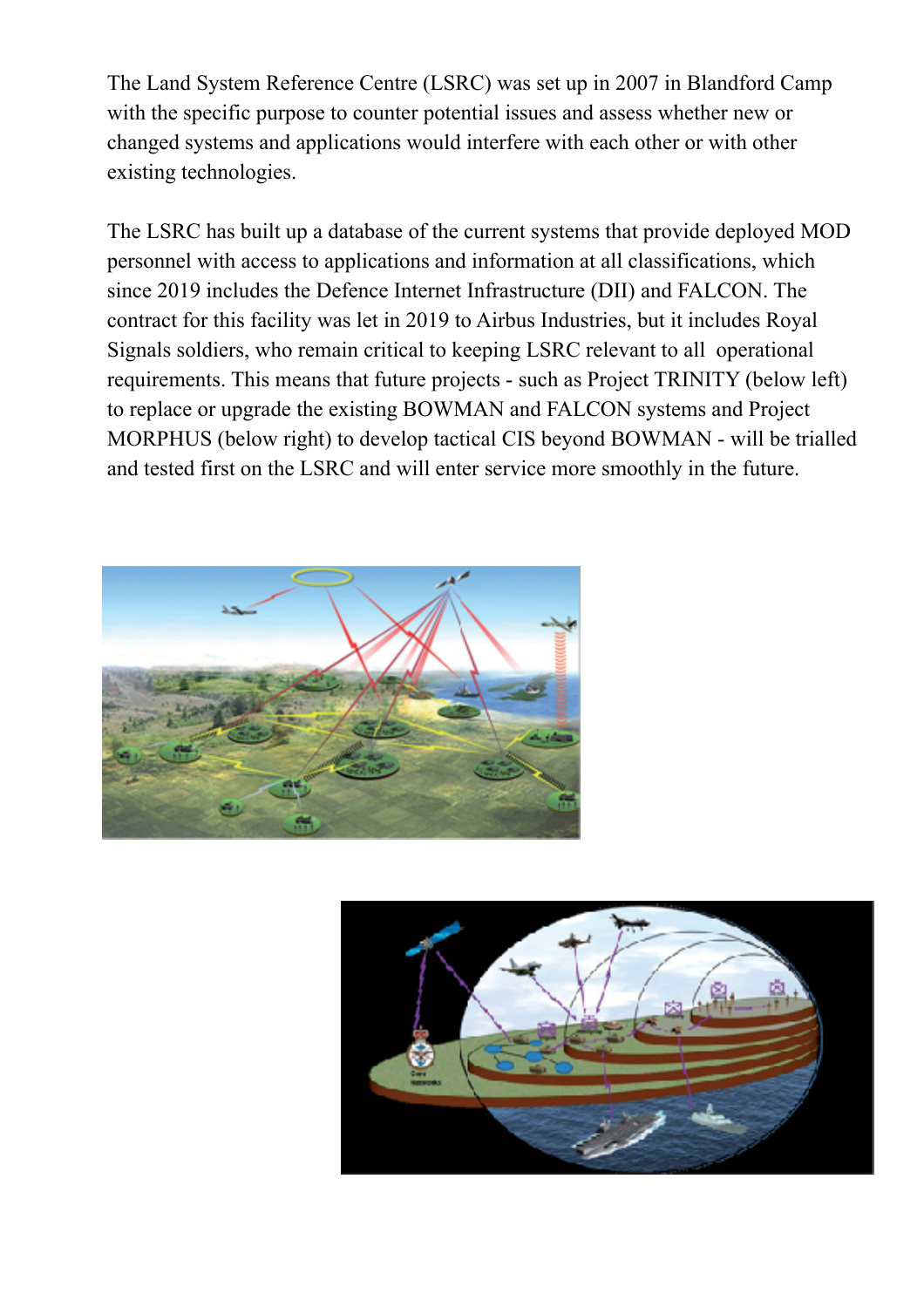The Land System Reference Centre (LSRC) was set up in 2007 in Blandford Camp with the specific purpose to counter potential issues and assess whether new or changed systems and applications would interfere with each other or with other existing technologies.

The LSRC has built up a database of the current systems that provide deployed MOD personnel with access to applications and information at all classifications, which since 2019 includes the Defence Internet Infrastructure (DII) and FALCON. The contract for this facility was let in 2019 to Airbus Industries, but it includes Royal Signals soldiers, who remain critical to keeping LSRC relevant to all operational requirements. This means that future projects - such as Project TRINITY (below left) to replace or upgrade the existing BOWMAN and FALCON systems and Project MORPHUS (below right) to develop tactical CIS beyond BOWMAN - will be trialled and tested first on the LSRC and will enter service more smoothly in the future.